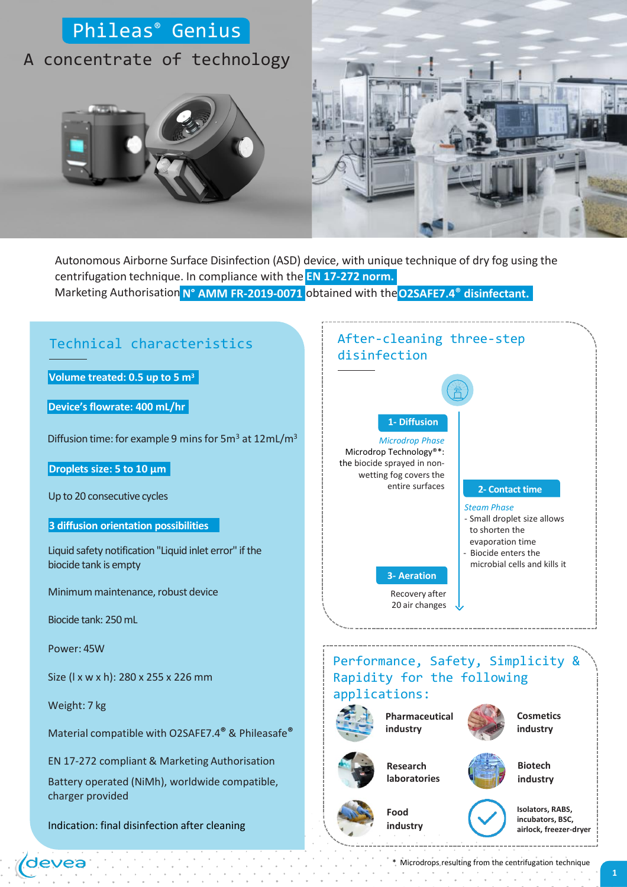# Phileas® Genius

## A concentrate of technology

Autonomous Airborne Surface Disinfection (ASD) device, with unique technique of dry fog using the centrifugation technique. In compliance with the **EN 17-272 norm.**
Marketing Authorisation **N° AMM FR-2019-0071** obtained with the **O2SAFE7.4® disinfectant.**

## Technical characteristics

**Volume treated: 0.5 up to 5 m³**

**Device's flowrate: 400 mL/hr**

Diffusion time: for example 9 mins for 5m³ at 12mL/m³

**Droplets size: 5 to 10 µm**

Up to 20 consecutive cycles

**3 diffusion orientation possibilities**

Liquid safety notification "Liquid inlet error" if the biocide tank is empty

Minimum maintenance, robust device

Biocide tank: 250 mL

Power: 45W

Size (l x w x h): 280 x 255 x 226 mm

Weight: 7 kg

Material compatible with O2SAFE7.4® & Phileasafe®

EN 17-272 compliant & Marketing Authorisation

Battery operated (NiMh), worldwide compatible, charger provided

Indication: final disinfection after cleaning

## After-cleaning three-step disinfection

**1- Diffusion**

*Microdrop Phase*
Microdrop Technology®*: the biocide sprayed in non-wetting fog covers the entire surfaces

**2- Contact time**

*Steam Phase*
- Small droplet size allows to shorten the evaporation time
- Biocide enters the microbial cells and kills it

**3- Aeration**

Recovery after 20 air changes

## Performance, Safety, Simplicity & Rapidity for the following applications:

- **Pharmaceutical industry**
- **Cosmetics industry**
- **Research laboratories**
- **Biotech industry**
- **Food industry**
- **Isolators, RABS, incubators, BSC, airlock, freezer-dryer**

\* Microdrops resulting from the centrifugation technique

devea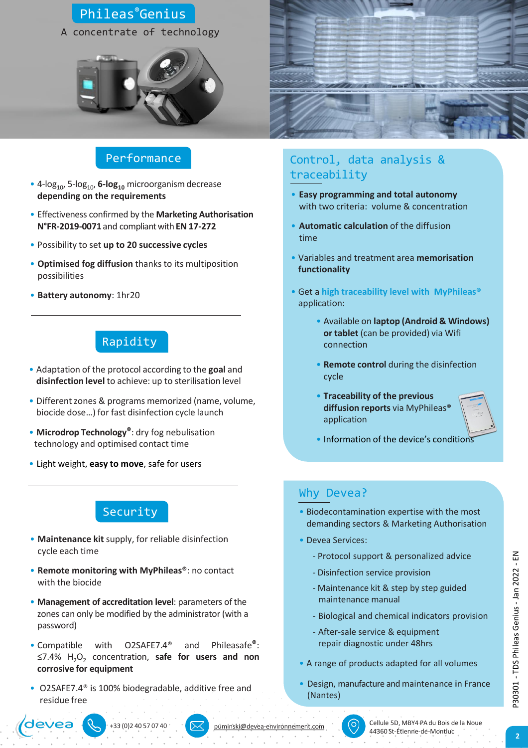# Phileas®Genius

A concentrate of technology

## Performance

- 4-$log_{10}$, 5-$log_{10}$, **6-$log_{10}$** microorganism decrease **depending on the requirements**
- Effectiveness confirmed by the **Marketing Authorisation N°FR-2019-0071** and compliant with **EN 17-272**
- Possibility to set **up to 20 successive cycles**
- **Optimised fog diffusion** thanks to its multiposition possibilities
- **Battery autonomy**: 1hr20

## Rapidity

- Adaptation of the protocol according to the **goal** and **disinfection level** to achieve: up to sterilisation level
- Different zones & programs memorized (name, volume, biocide dose…) for fast disinfection cycle launch
- **Microdrop Technology®**: dry fog nebulisation technology and optimised contact time
- Light weight, **easy to move**, safe for users

## Security

- **Maintenance kit** supply, for reliable disinfection cycle each time
- **Remote monitoring with MyPhileas®**: no contact with the biocide
- **Management of accreditation level**: parameters of the zones can only be modified by the administrator (with a password)
- Compatible with O2SAFE7.4® and Phileasafe®: ≤7.4% $H_2O_2$ concentration, **safe for users and non corrosive for equipment**
- O2SAFE7.4® is 100% biodegradable, additive free and residue free

## Control, data analysis & traceability

- **Easy programming and total autonomy** with two criteria: volume & concentration
- **Automatic calculation** of the diffusion time
- Variables and treatment area **memorisation functionality**

---

- Get a **high traceability level with MyPhileas®** application:
  - Available on **laptop (Android & Windows) or tablet** (can be provided) via Wifi connection
  - **Remote control** during the disinfection cycle
  - **Traceability of the previous diffusion reports** via MyPhileas® application
  - Information of the device's conditions

## Why Devea?

- Biodecontamination expertise with the most demanding sectors & Marketing Authorisation
- Devea Services:
  - Protocol support & personalized advice
  - Disinfection service provision
  - Maintenance kit & step by step guided maintenance manual
  - Biological and chemical indicators provision
  - After-sale service & equipment repair diagnostic under 48hrs
- A range of products adapted for all volumes
- Design, manufacture and maintenance in France (Nantes)

devea

+33 (0)2 40 57 07 40

puminski@devea-environnement.com

Cellule 5D, MBY4 PA du Bois de la Noue 44360 St-Étienne-de-Montluc

P30301 - TDS Phileas Genius - Jan 2022 - EN